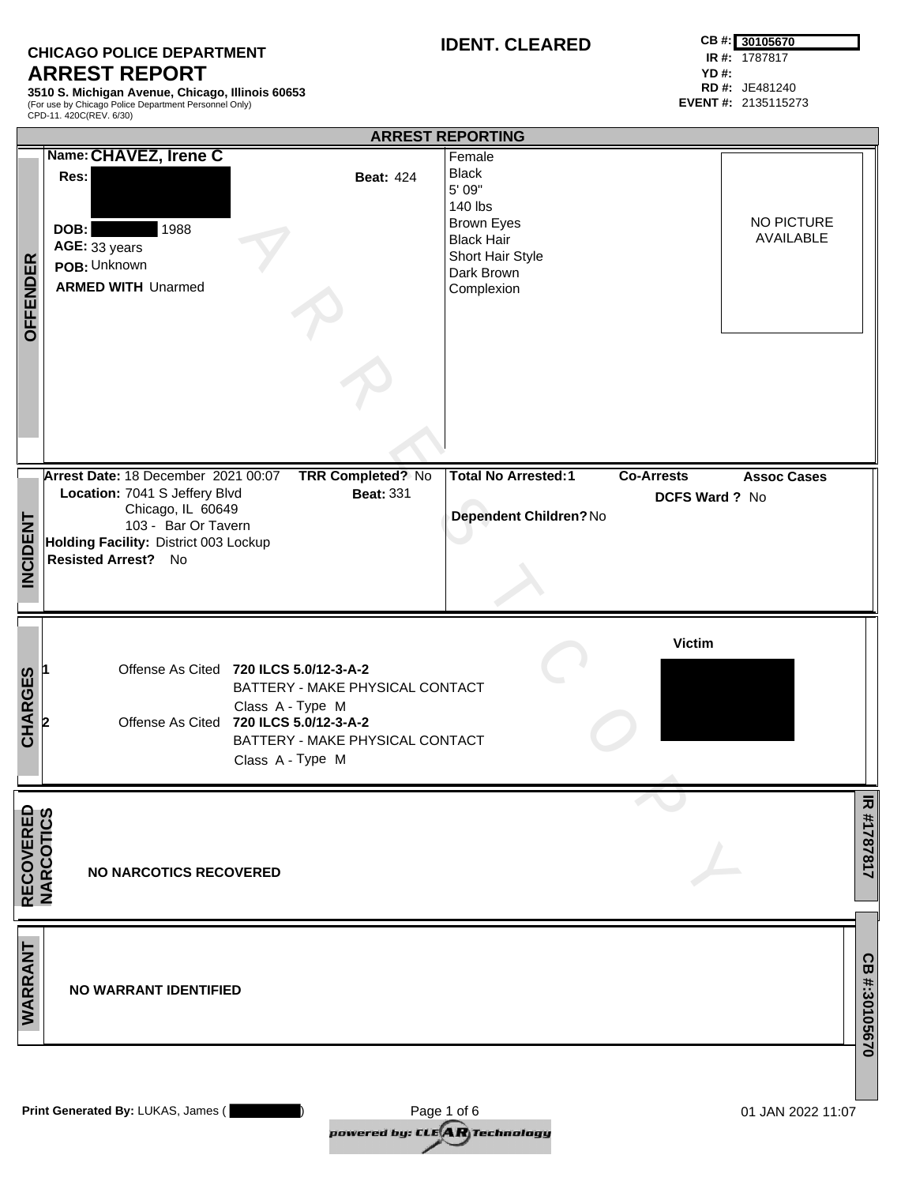**CHICAGO POLICE DEPARTMENT**

# ARREST REPORT

**3510 S. Michigan Avenue, Chicago, Illinois 60653**
(For use by Chicago Police Department Personnel Only)
CPD-11. 420C(REV. 6/30)

**IDENT. CLEARED**

**CB #:** 30105670
**IR #:** 1787817
**YD #:**
**RD #:** JE481240
**EVENT #:** 2135115273

## ARREST REPORTING

### OFFENDER

**Name:** **CHAVEZ, Irene C**
**Res:** [REDACTED]
**Beat:** 424
**DOB:** [REDACTED] 1988
**AGE:** 33 years
**POB:** Unknown
**ARMED WITH** Unarmed

Female
Black
5' 09"
140 lbs
Brown Eyes
Black Hair
Short Hair Style
Dark Brown
Complexion

NO PICTURE AVAILABLE

### INCIDENT

**Arrest Date:** 18 December 2021 00:07
**TRR Completed?** No
**Location:** 7041 S Jeffery Blvd
Chicago, IL 60649
103 - Bar Or Tavern
**Beat:** 331
**Holding Facility:** District 003 Lockup
**Resisted Arrest?** No

**Total No Arrested:** 1
**Co-Arrests**
**Assoc Cases**
**DCFS Ward ?** No
**Dependent Children?** No

### CHARGES

**1** Offense As Cited **720 ILCS 5.0/12-3-A-2**
BATTERY - MAKE PHYSICAL CONTACT
Class A - Type M

**2** Offense As Cited **720 ILCS 5.0/12-3-A-2**
BATTERY - MAKE PHYSICAL CONTACT
Class A - Type M

**Victim**
[REDACTED]

### RECOVERED NARCOTICS

**NO NARCOTICS RECOVERED**

### WARRANT

**NO WARRANT IDENTIFIED**

**Print Generated By:** LUKAS, James ( [REDACTED] )

01 JAN 2022 11:07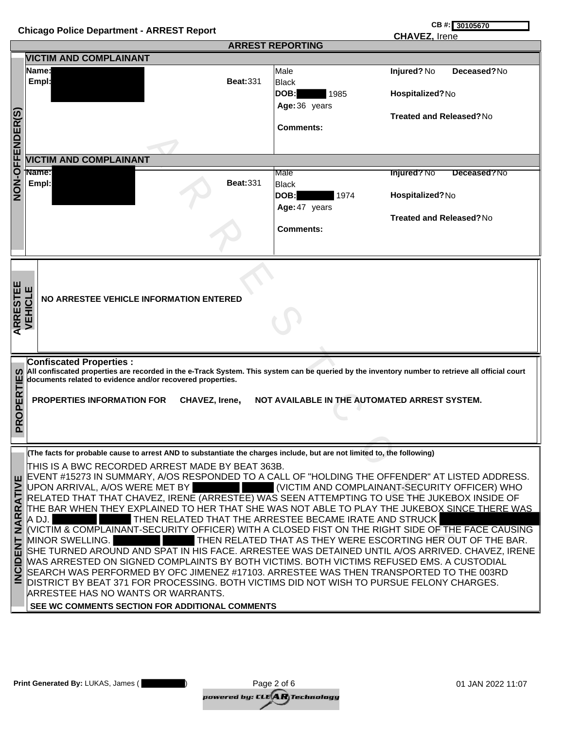**Chicago Police Department - ARREST Report**

**CB #:** 30105670

**CHAVEZ,** Irene

## ARREST REPORTING

### NON-OFFENDER(S)

#### VICTIM AND COMPLAINANT

| | | | |
|---|---|---|---|
| **Name:** | **Beat:** 331 | Male | **Injured?** No **Deceased?** No |
| **Empl:** | | Black | |
| | | **DOB:** 1985 | **Hospitalized?** No |
| | | **Age:** 36 years | |
| | | | **Treated and Released?** No |
| | | **Comments:** | |

#### VICTIM AND COMPLAINANT

| | | | |
|---|---|---|---|
| **Name:** | **Beat:** 331 | Male | **Injured?** No **Deceased?** No |
| **Empl:** | | Black | |
| | | **DOB:** 1974 | **Hospitalized?** No |
| | | **Age:** 47 years | |
| | | | **Treated and Released?** No |
| | | **Comments:** | |

### ARRESTEE VEHICLE

**NO ARRESTEE VEHICLE INFORMATION ENTERED**

### PROPERTIES

**Confiscated Properties :**

**All confiscated properties are recorded in the e-Track System. This system can be queried by the inventory number to retrieve all official court documents related to evidence and/or recovered properties.**

**PROPERTIES INFORMATION FOR CHAVEZ, Irene, NOT AVAILABLE IN THE AUTOMATED ARREST SYSTEM.**

### INCIDENT NARRATIVE

**(The facts for probable cause to arrest AND to substantiate the charges include, but are not limited to, the following)**

THIS IS A BWC RECORDED ARREST MADE BY BEAT 363B.
EVENT #15273 IN SUMMARY, A/OS RESPONDED TO A CALL OF "HOLDING THE OFFENDER" AT LISTED ADDRESS. UPON ARRIVAL, A/OS WERE MET BY (VICTIM AND COMPLAINANT-SECURITY OFFICER) WHO RELATED THAT THAT CHAVEZ, IRENE (ARRESTEE) WAS SEEN ATTEMPTING TO USE THE JUKEBOX INSIDE OF THE BAR WHEN THEY EXPLAINED TO HER THAT SHE WAS NOT ABLE TO PLAY THE JUKEBOX SINCE THERE WAS A DJ. THEN RELATED THAT THE ARRESTEE BECAME IRATE AND STRUCK (VICTIM & COMPLAINANT-SECURITY OFFICER) WITH A CLOSED FIST ON THE RIGHT SIDE OF THE FACE CAUSING MINOR SWELLING. THEN RELATED THAT AS THEY WERE ESCORTING HER OUT OF THE BAR. SHE TURNED AROUND AND SPAT IN HIS FACE. ARRESTEE WAS DETAINED UNTIL A/OS ARRIVED. CHAVEZ, IRENE WAS ARRESTED ON SIGNED COMPLAINTS BY BOTH VICTIMS. BOTH VICTIMS REFUSED EMS. A CUSTODIAL SEARCH WAS PERFORMED BY OFC JIMENEZ #17103. ARRESTEE WAS THEN TRANSPORTED TO THE 003RD DISTRICT BY BEAT 371 FOR PROCESSING. BOTH VICTIMS DID NOT WISH TO PURSUE FELONY CHARGES. ARRESTEE HAS NO WANTS OR WARRANTS.

**SEE WC COMMENTS SECTION FOR ADDITIONAL COMMENTS**

**Print Generated By:** LUKAS, James ( ) 01 JAN 2022 11:07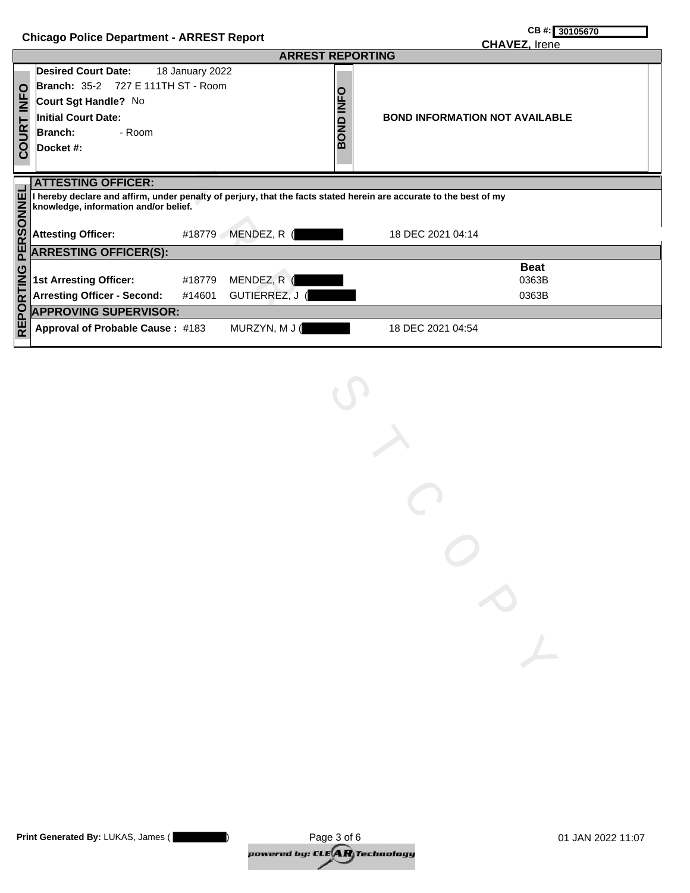**Chicago Police Department - ARREST Report**

**CB #:** 30105670

**CHAVEZ,** Irene

## ARREST REPORTING

### COURT INFO

**Desired Court Date:** 18 January 2022

**Branch:** 35-2 727 E 111TH ST - Room

**Court Sgt Handle?** No

**Initial Court Date:**

**Branch:** - Room

**Docket #:**

### BOND INFO

**BOND INFORMATION NOT AVAILABLE**

### REPORTING PERSONNEL

**ATTESTING OFFICER:**

**I hereby declare and affirm, under penalty of perjury, that the facts stated herein are accurate to the best of my knowledge, information and/or belief.**

| | | | |
|---|---|---|---|
| **Attesting Officer:** | #18779 | MENDEZ, R ( ) | 18 DEC 2021 04:14 |

**ARRESTING OFFICER(S):**

| | | | **Beat** |
|---|---|---|---|
| **1st Arresting Officer:** | #18779 | MENDEZ, R ( | 0363B |
| **Arresting Officer - Second:** | #14601 | GUTIERREZ, J ( | 0363B |

**APPROVING SUPERVISOR:**

| | | | |
|---|---|---|---|
| **Approval of Probable Cause :** | #183 | MURZYN, M J ( | 18 DEC 2021 04:54 |

**Print Generated By:** LUKAS, James ( ) 01 JAN 2022 11:07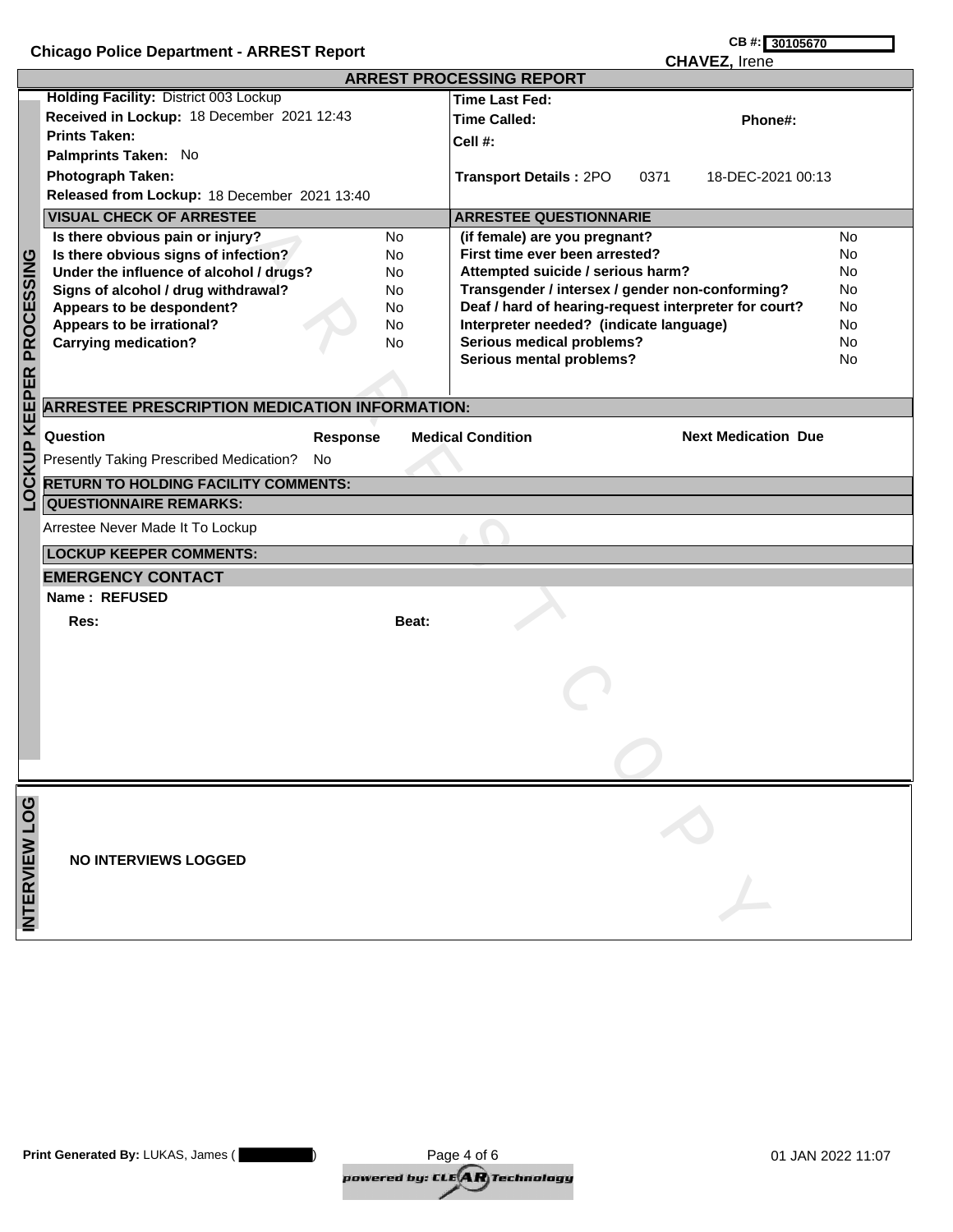**Chicago Police Department - ARREST Report**

**CB #:** 30105670

**CHAVEZ,** Irene

## ARREST PROCESSING REPORT

### LOCKUP KEEPER PROCESSING

**Holding Facility:** District 003 Lockup
**Received in Lockup:** 18 December 2021 12:43
**Prints Taken:**
**Palmprints Taken:** No
**Photograph Taken:**
**Released from Lockup:** 18 December 2021 13:40

**Time Last Fed:**
**Time Called:** **Phone#:**
**Cell #:**
**Transport Details :** 2PO 0371 18-DEC-2021 00:13

| VISUAL CHECK OF ARRESTEE | |
|---|---|
| **Is there obvious pain or injury?** | No |
| **Is there obvious signs of infection?** | No |
| **Under the influence of alcohol / drugs?** | No |
| **Signs of alcohol / drug withdrawal?** | No |
| **Appears to be despondent?** | No |
| **Appears to be irrational?** | No |
| **Carrying medication?** | No |

| ARRESTEE QUESTIONNARIE | |
|---|---|
| **(if female) are you pregnant?** | No |
| **First time ever been arrested?** | No |
| **Attempted suicide / serious harm?** | No |
| **Transgender / intersex / gender non-conforming?** | No |
| **Deaf / hard of hearing-request interpreter for court?** | No |
| **Interpreter needed? (indicate language)** | No |
| **Serious medical problems?** | No |
| **Serious mental problems?** | No |

### ARRESTEE PRESCRIPTION MEDICATION INFORMATION:

| Question | Response | Medical Condition | Next Medication Due |
|---|---|---|---|
| Presently Taking Prescribed Medication? | No | | |

**RETURN TO HOLDING FACILITY COMMENTS:**

**QUESTIONNAIRE REMARKS:**

Arrestee Never Made It To Lockup

**LOCKUP KEEPER COMMENTS:**

### EMERGENCY CONTACT

**Name : REFUSED**

**Res:** **Beat:**

### INTERVIEW LOG

**NO INTERVIEWS LOGGED**

**Print Generated By:** LUKAS, James ( )

01 JAN 2022 11:07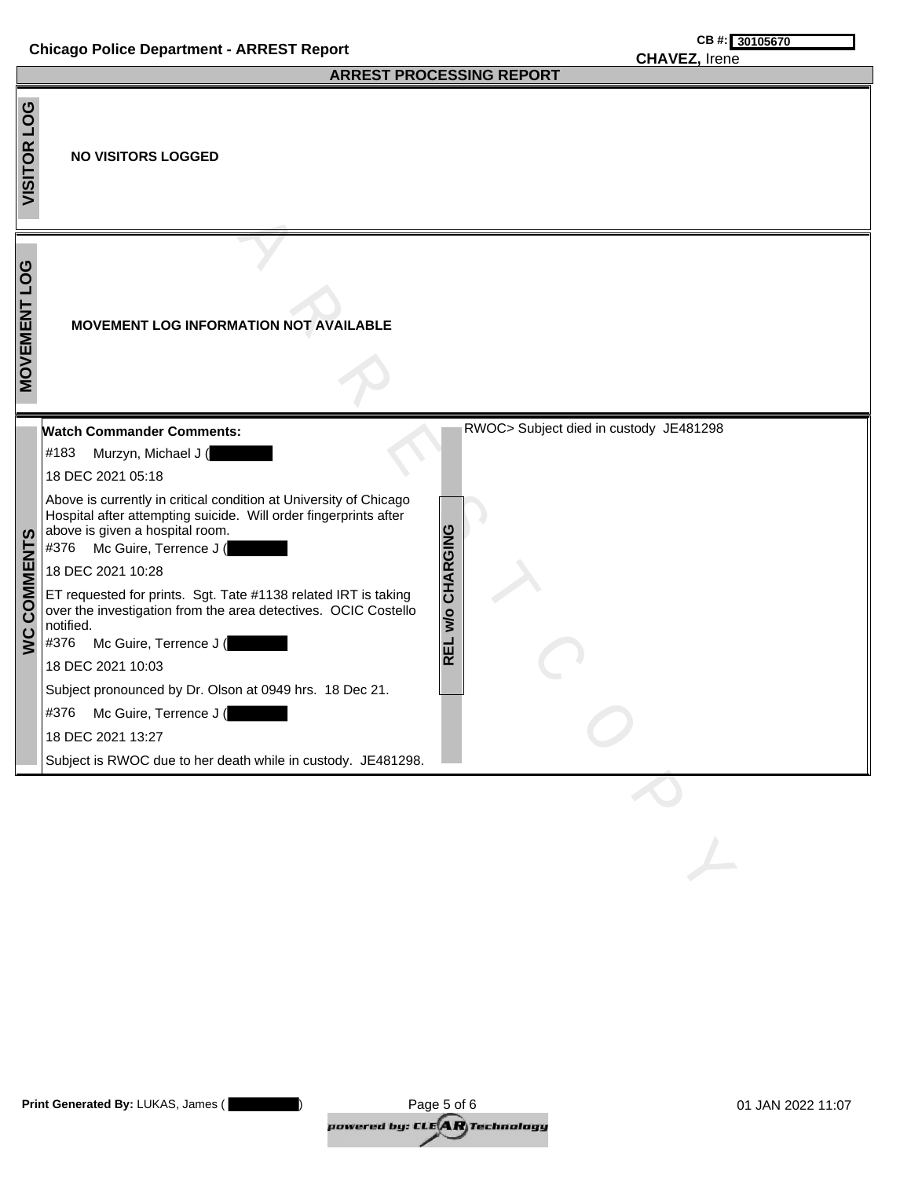**Chicago Police Department - ARREST Report**

**CB #:** 30105670

**CHAVEZ,** Irene

## ARREST PROCESSING REPORT

### VISITOR LOG

**NO VISITORS LOGGED**

### MOVEMENT LOG

**MOVEMENT LOG INFORMATION NOT AVAILABLE**

### WC COMMENTS

**Watch Commander Comments:**

#183 Murzyn, Michael J (

18 DEC 2021 05:18

Above is currently in critical condition at University of Chicago Hospital after attempting suicide. Will order fingerprints after above is given a hospital room.

#376 Mc Guire, Terrence J (

18 DEC 2021 10:28

ET requested for prints. Sgt. Tate #1138 related IRT is taking over the investigation from the area detectives. OCIC Costello notified.

#376 Mc Guire, Terrence J (

18 DEC 2021 10:03

Subject pronounced by Dr. Olson at 0949 hrs. 18 Dec 21.

#376 Mc Guire, Terrence J (

18 DEC 2021 13:27

Subject is RWOC due to her death while in custody. JE481298.

### REL w/o CHARGING

RWOC> Subject died in custody JE481298

**Print Generated By:** LUKAS, James ( )

01 JAN 2022 11:07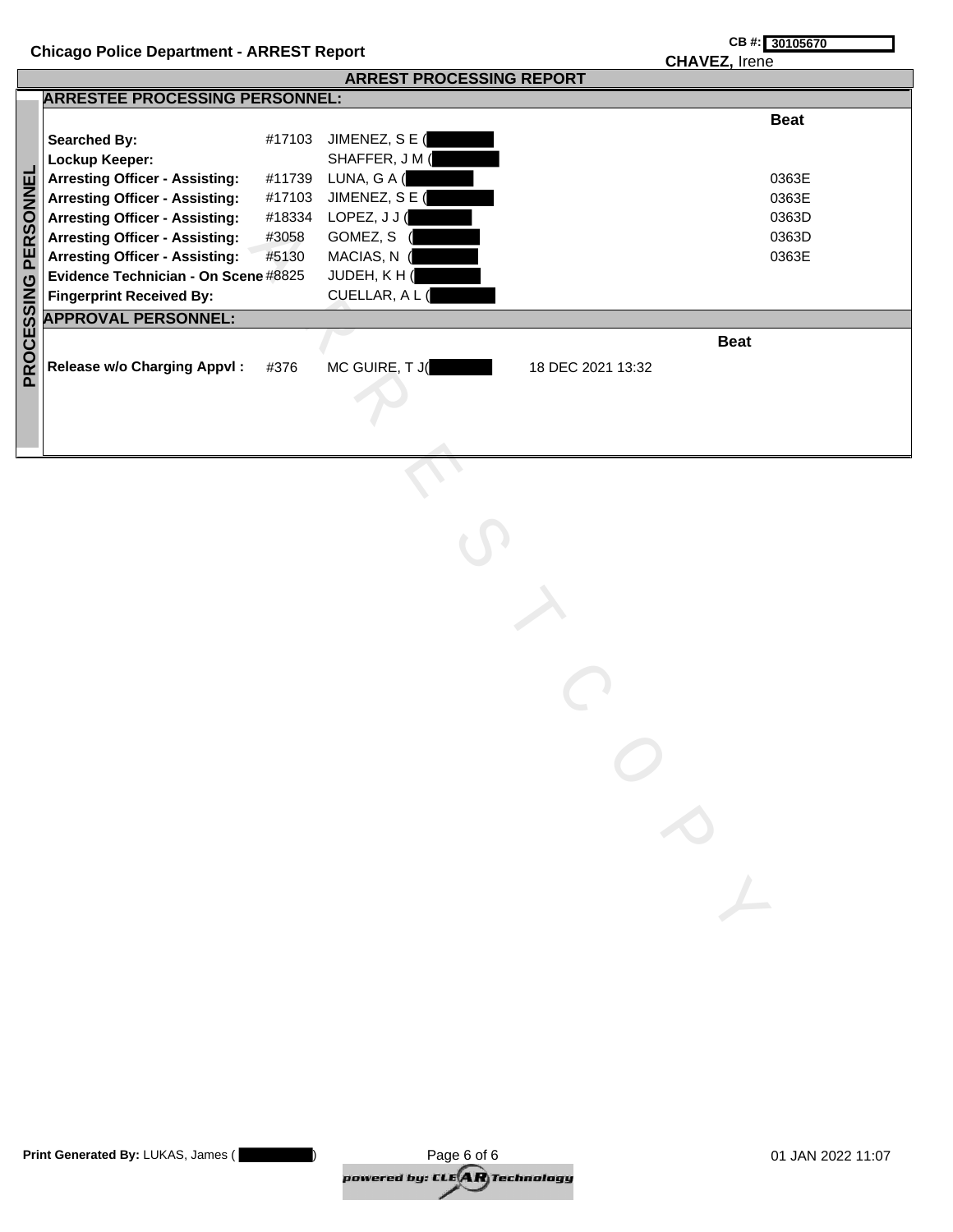CB #: 30105670

CHAVEZ, Irene

## ARREST PROCESSING REPORT

### ARRESTEE PROCESSING PERSONNEL:

| | | | Beat |
|---|---|---|---|
| **Searched By:** | #17103 | JIMENEZ, S E ( | |
| **Lockup Keeper:** | | SHAFFER, J M ( | |
| **Arresting Officer - Assisting:** | #11739 | LUNA, G A ( | 0363E |
| **Arresting Officer - Assisting:** | #17103 | JIMENEZ, S E ( | 0363E |
| **Arresting Officer - Assisting:** | #18334 | LOPEZ, J J ( | 0363D |
| **Arresting Officer - Assisting:** | #3058 | GOMEZ, S ( | 0363D |
| **Arresting Officer - Assisting:** | #5130 | MACIAS, N ( | 0363E |
| **Evidence Technician - On Scene** | #8825 | JUDEH, K H ( | |
| **Fingerprint Received By:** | | CUELLAR, A L ( | |

### APPROVAL PERSONNEL:

| | | | | Beat |
|---|---|---|---|---|
| **Release w/o Charging Appvl :** | #376 | MC GUIRE, T J( | 18 DEC 2021 13:32 | |

**Print Generated By:** LUKAS, James ( )

01 JAN 2022 11:07